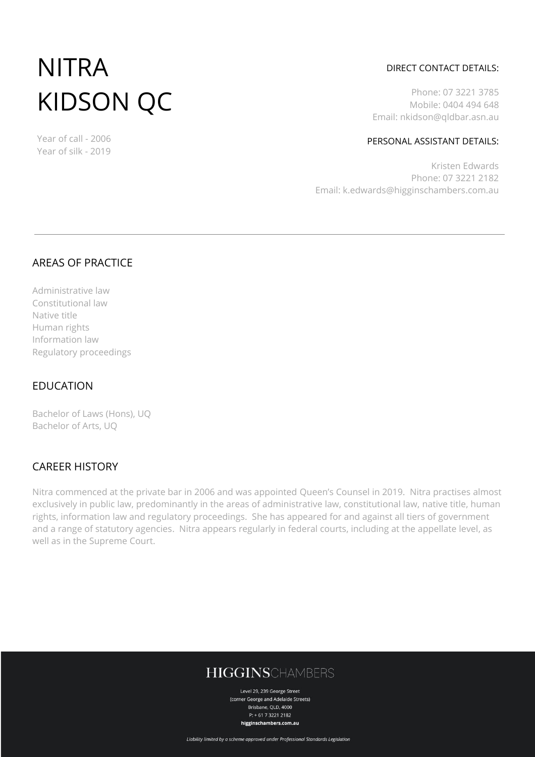# NITRA KIDSON QC

Year of call - 2006
Year of silk - 2019

DIRECT CONTACT DETAILS:

Phone: 07 3221 3785
Mobile: 0404 494 648
Email: nkidson@qldbar.asn.au

PERSONAL ASSISTANT DETAILS:

Kristen Edwards
Phone: 07 3221 2182
Email: k.edwards@higginschambers.com.au

---

## AREAS OF PRACTICE

Administrative law
Constitutional law
Native title
Human rights
Information law
Regulatory proceedings

## EDUCATION

Bachelor of Laws (Hons), UQ
Bachelor of Arts, UQ

## CAREER HISTORY

Nitra commenced at the private bar in 2006 and was appointed Queen's Counsel in 2019. Nitra practises almost exclusively in public law, predominantly in the areas of administrative law, constitutional law, native title, human rights, information law and regulatory proceedings. She has appeared for and against all tiers of government and a range of statutory agencies. Nitra appears regularly in federal courts, including at the appellate level, as well as in the Supreme Court.

**HIGGINS**CHAMBERS

Level 29, 239 George Street
(corner George and Adelaide Streets)
Brisbane, QLD, 4000
P: + 61 7 3221 2182
**higginschambers.com.au**

*Liability limited by a scheme approved under Professional Standards Legislation*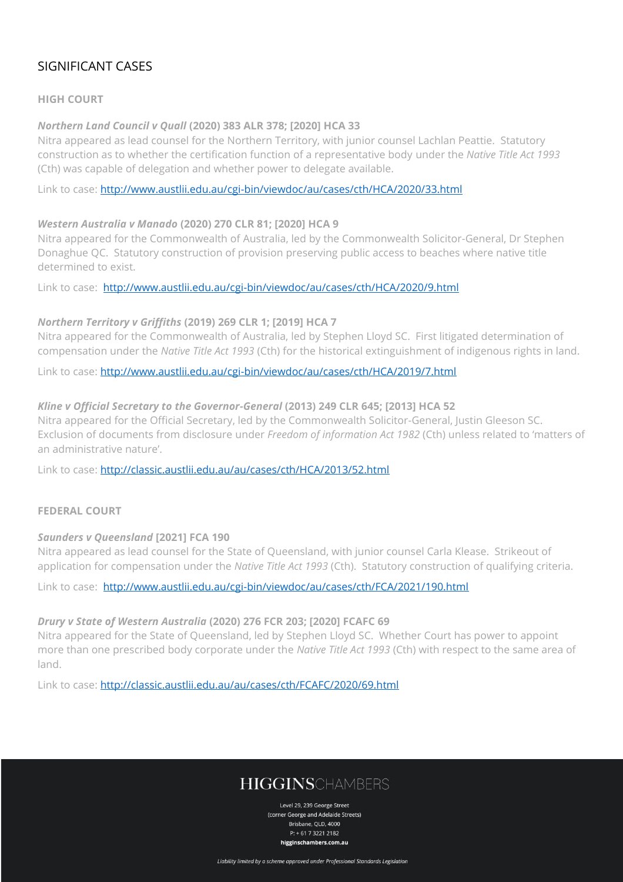## SIGNIFICANT CASES

### HIGH COURT

***Northern Land Council v Quall*** **(2020) 383 ALR 378; [2020] HCA 33**

Nitra appeared as lead counsel for the Northern Territory, with junior counsel Lachlan Peattie. Statutory construction as to whether the certification function of a representative body under the *Native Title Act 1993* (Cth) was capable of delegation and whether power to delegate available.

Link to case: http://www.austlii.edu.au/cgi-bin/viewdoc/au/cases/cth/HCA/2020/33.html

***Western Australia v Manado*** **(2020) 270 CLR 81; [2020] HCA 9**

Nitra appeared for the Commonwealth of Australia, led by the Commonwealth Solicitor-General, Dr Stephen Donaghue QC. Statutory construction of provision preserving public access to beaches where native title determined to exist.

Link to case: http://www.austlii.edu.au/cgi-bin/viewdoc/au/cases/cth/HCA/2020/9.html

***Northern Territory v Griffiths*** **(2019) 269 CLR 1; [2019] HCA 7**

Nitra appeared for the Commonwealth of Australia, led by Stephen Lloyd SC. First litigated determination of compensation under the *Native Title Act 1993* (Cth) for the historical extinguishment of indigenous rights in land.

Link to case: http://www.austlii.edu.au/cgi-bin/viewdoc/au/cases/cth/HCA/2019/7.html

***Kline v Official Secretary to the Governor-General*** **(2013) 249 CLR 645; [2013] HCA 52**

Nitra appeared for the Official Secretary, led by the Commonwealth Solicitor-General, Justin Gleeson SC. Exclusion of documents from disclosure under *Freedom of information Act 1982* (Cth) unless related to 'matters of an administrative nature'.

Link to case: http://classic.austlii.edu.au/au/cases/cth/HCA/2013/52.html

### FEDERAL COURT

***Saunders v Queensland*** **[2021] FCA 190**

Nitra appeared as lead counsel for the State of Queensland, with junior counsel Carla Klease. Strikeout of application for compensation under the *Native Title Act 1993* (Cth). Statutory construction of qualifying criteria.

Link to case: http://www.austlii.edu.au/cgi-bin/viewdoc/au/cases/cth/FCA/2021/190.html

***Drury v State of Western Australia*** **(2020) 276 FCR 203; [2020] FCAFC 69**

Nitra appeared for the State of Queensland, led by Stephen Lloyd SC. Whether Court has power to appoint more than one prescribed body corporate under the *Native Title Act 1993* (Cth) with respect to the same area of land.

Link to case: http://classic.austlii.edu.au/au/cases/cth/FCAFC/2020/69.html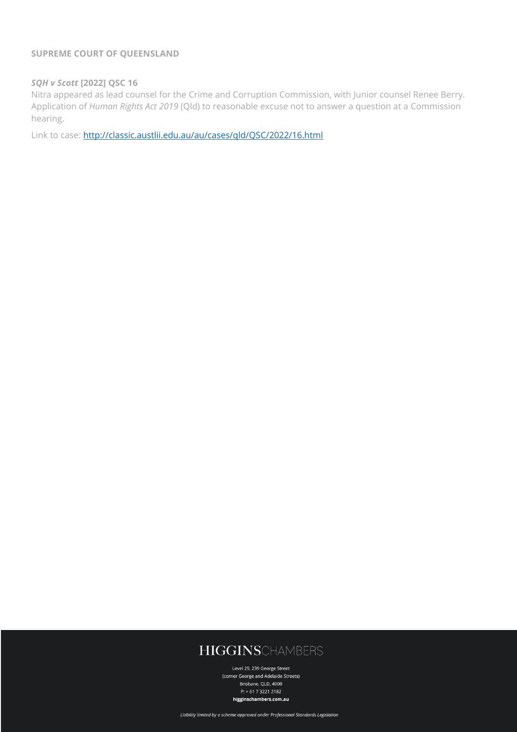**SUPREME COURT OF QUEENSLAND**

***SQH v Scott* [2022] QSC 16**

Nitra appeared as lead counsel for the Crime and Corruption Commission, with Junior counsel Renee Berry. Application of *Human Rights Act 2019* (Qld) to reasonable excuse not to answer a question at a Commission hearing.

Link to case: [http://classic.austlii.edu.au/au/cases/qld/QSC/2022/16.html](http://classic.austlii.edu.au/au/cases/qld/QSC/2022/16.html)